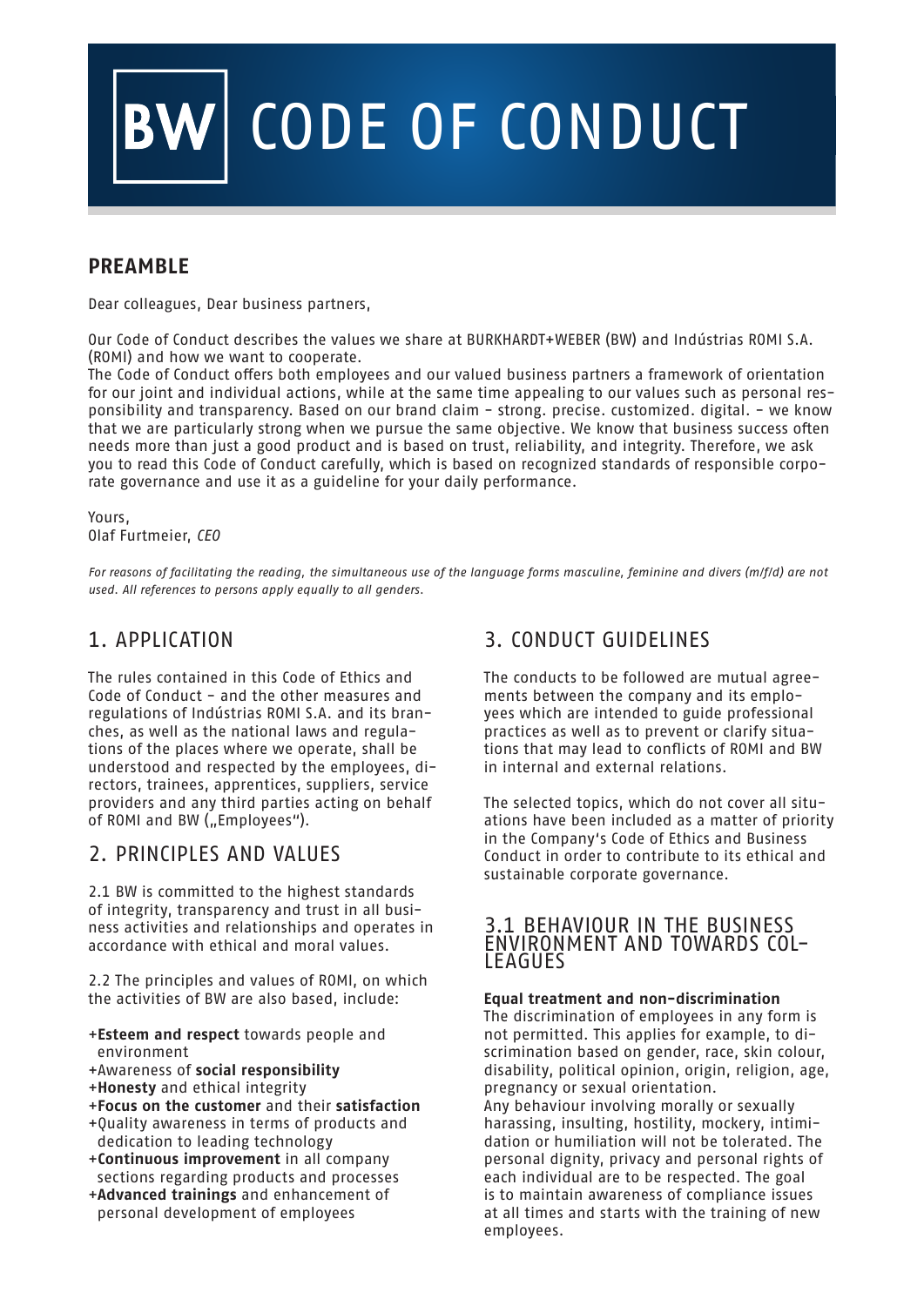# BW CODE OF CONDUCT

## PREAMBLE

Dear colleagues, Dear business partners,

Our Code of Conduct describes the values we share at BURKHARDT+WEBER (BW) and Indústrias ROMI S.A. (ROMI) and how we want to cooperate.
The Code of Conduct offers both employees and our valued business partners a framework of orientation for our joint and individual actions, while at the same time appealing to our values such as personal responsibility and transparency. Based on our brand claim – strong. precise. customized. digital. – we know that we are particularly strong when we pursue the same objective. We know that business success often needs more than just a good product and is based on trust, reliability, and integrity. Therefore, we ask you to read this Code of Conduct carefully, which is based on recognized standards of responsible corporate governance and use it as a guideline for your daily performance.

Yours,
Olaf Furtmeier, *CEO*

*For reasons of facilitating the reading, the simultaneous use of the language forms masculine, feminine and divers (m/f/d) are not used. All references to persons apply equally to all genders.*

## 1. APPLICATION

The rules contained in this Code of Ethics and Code of Conduct – and the other measures and regulations of Indústrias ROMI S.A. and its branches, as well as the national laws and regulations of the places where we operate, shall be understood and respected by the employees, directors, trainees, apprentices, suppliers, service providers and any third parties acting on behalf of ROMI and BW („Employees“).

## 2. PRINCIPLES AND VALUES

2.1 BW is committed to the highest standards of integrity, transparency and trust in all business activities and relationships and operates in accordance with ethical and moral values.

2.2 The principles and values of ROMI, on which the activities of BW are also based, include:

+**Esteem and respect** towards people and environment
+Awareness of **social responsibility**
+**Honesty** and ethical integrity
+**Focus on the customer** and their **satisfaction**
+Quality awareness in terms of products and dedication to leading technology
+**Continuous improvement** in all company sections regarding products and processes
+**Advanced trainings** and enhancement of personal development of employees

## 3. CONDUCT GUIDELINES

The conducts to be followed are mutual agreements between the company and its employees which are intended to guide professional practices as well as to prevent or clarify situations that may lead to conflicts of ROMI and BW in internal and external relations.

The selected topics, which do not cover all situations have been included as a matter of priority in the Company's Code of Ethics and Business Conduct in order to contribute to its ethical and sustainable corporate governance.

### 3.1 BEHAVIOUR IN THE BUSINESS ENVIRONMENT AND TOWARDS COLLEAGUES

**Equal treatment and non-discrimination**
The discrimination of employees in any form is not permitted. This applies for example, to discrimination based on gender, race, skin colour, disability, political opinion, origin, religion, age, pregnancy or sexual orientation.
Any behaviour involving morally or sexually harassing, insulting, hostility, mockery, intimidation or humiliation will not be tolerated. The personal dignity, privacy and personal rights of each individual are to be respected. The goal is to maintain awareness of compliance issues at all times and starts with the training of new employees.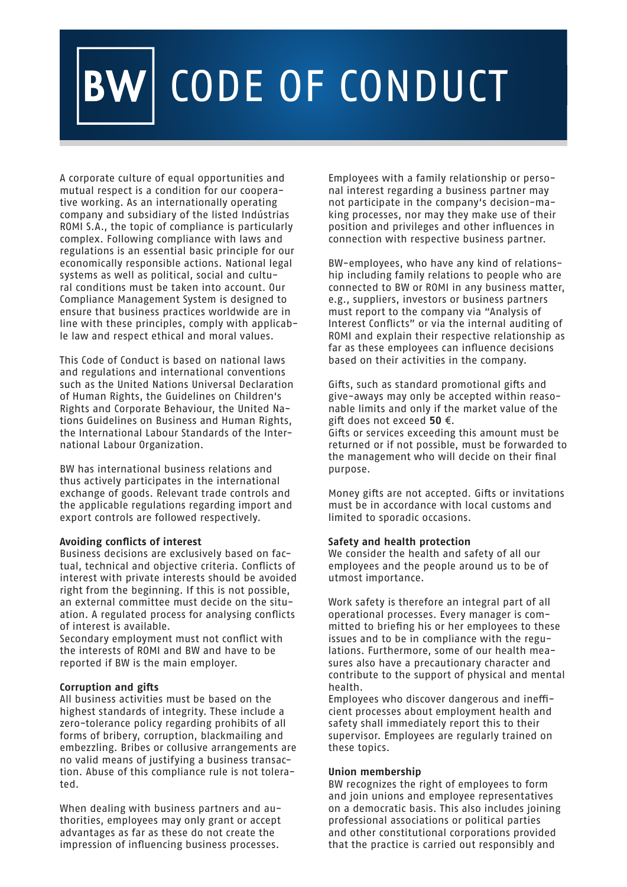# BW CODE OF CONDUCT

A corporate culture of equal opportunities and mutual respect is a condition for our cooperative working. As an internationally operating company and subsidiary of the listed Indústrias ROMI S.A., the topic of compliance is particularly complex. Following compliance with laws and regulations is an essential basic principle for our economically responsible actions. National legal systems as well as political, social and cultural conditions must be taken into account. Our Compliance Management System is designed to ensure that business practices worldwide are in line with these principles, comply with applicable law and respect ethical and moral values.

This Code of Conduct is based on national laws and regulations and international conventions such as the United Nations Universal Declaration of Human Rights, the Guidelines on Children's Rights and Corporate Behaviour, the United Nations Guidelines on Business and Human Rights, the International Labour Standards of the International Labour Organization.

BW has international business relations and thus actively participates in the international exchange of goods. Relevant trade controls and the applicable regulations regarding import and export controls are followed respectively.

**Avoiding conflicts of interest**

Business decisions are exclusively based on factual, technical and objective criteria. Conflicts of interest with private interests should be avoided right from the beginning. If this is not possible, an external committee must decide on the situation. A regulated process for analysing conflicts of interest is available.
Secondary employment must not conflict with the interests of ROMI and BW and have to be reported if BW is the main employer.

**Corruption and gifts**

All business activities must be based on the highest standards of integrity. These include a zero-tolerance policy regarding prohibits of all forms of bribery, corruption, blackmailing and embezzling. Bribes or collusive arrangements are no valid means of justifying a business transaction. Abuse of this compliance rule is not tolerated.

When dealing with business partners and authorities, employees may only grant or accept advantages as far as these do not create the impression of influencing business processes.

Employees with a family relationship or personal interest regarding a business partner may not participate in the company's decision-making processes, nor may they make use of their position and privileges and other influences in connection with respective business partner.

BW-employees, who have any kind of relationship including family relations to people who are connected to BW or ROMI in any business matter, e.g., suppliers, investors or business partners must report to the company via "Analysis of Interest Conflicts" or via the internal auditing of ROMI and explain their respective relationship as far as these employees can influence decisions based on their activities in the company.

Gifts, such as standard promotional gifts and give-aways may only be accepted within reasonable limits and only if the market value of the gift does not exceed **50** €.
Gifts or services exceeding this amount must be returned or if not possible, must be forwarded to the management who will decide on their final purpose.

Money gifts are not accepted. Gifts or invitations must be in accordance with local customs and limited to sporadic occasions.

**Safety and health protection**

We consider the health and safety of all our employees and the people around us to be of utmost importance.

Work safety is therefore an integral part of all operational processes. Every manager is committed to briefing his or her employees to these issues and to be in compliance with the regulations. Furthermore, some of our health measures also have a precautionary character and contribute to the support of physical and mental health.
Employees who discover dangerous and inefficient processes about employment health and safety shall immediately report this to their supervisor. Employees are regularly trained on these topics.

**Union membership**

BW recognizes the right of employees to form and join unions and employee representatives on a democratic basis. This also includes joining professional associations or political parties and other constitutional corporations provided that the practice is carried out responsibly and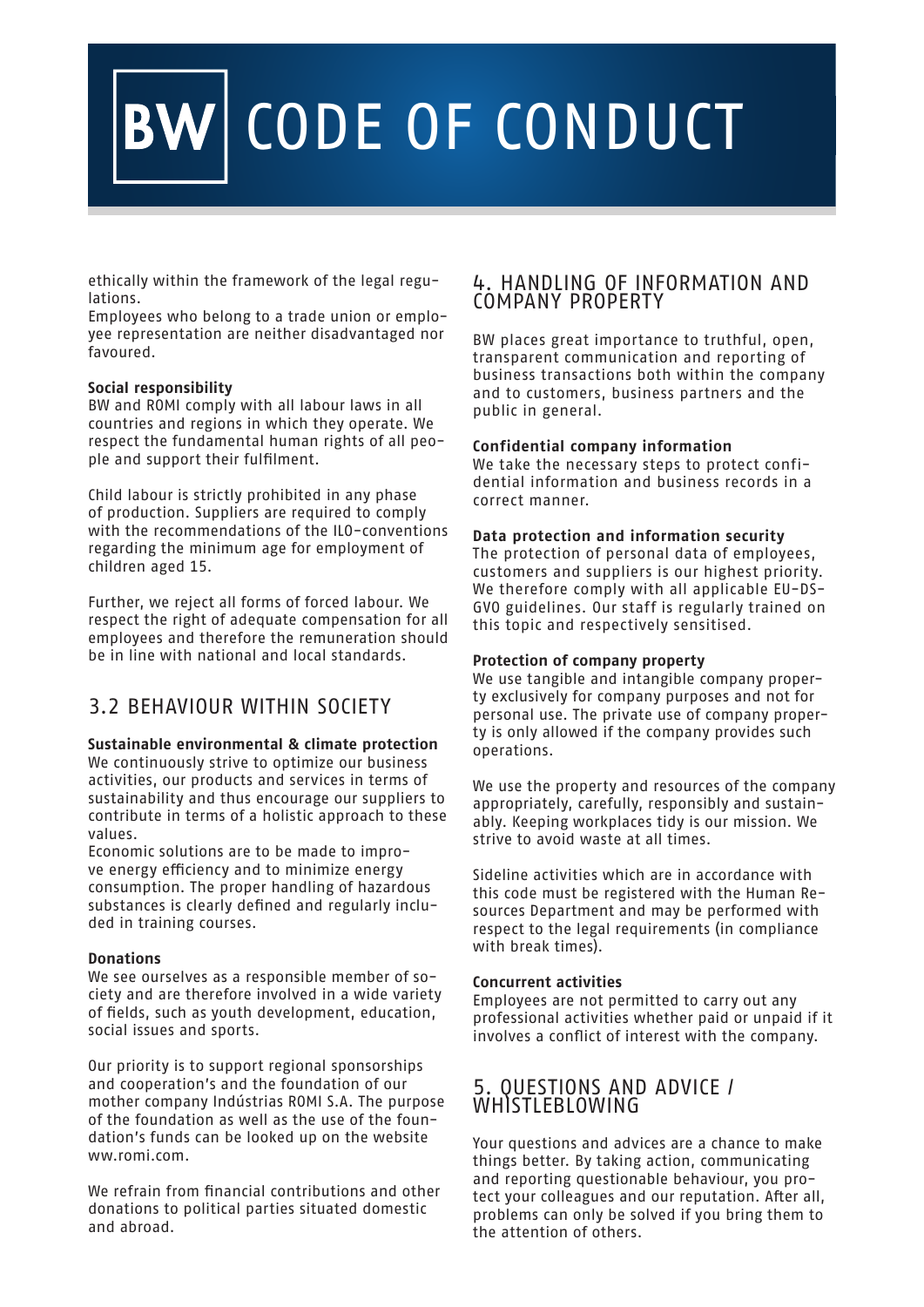ethically within the framework of the legal regulations.
Employees who belong to a trade union or employee representation are neither disadvantaged nor favoured.

**Social responsibility**
BW and ROMI comply with all labour laws in all countries and regions in which they operate. We respect the fundamental human rights of all people and support their fulfilment.

Child labour is strictly prohibited in any phase of production. Suppliers are required to comply with the recommendations of the ILO-conventions regarding the minimum age for employment of children aged 15.

Further, we reject all forms of forced labour. We respect the right of adequate compensation for all employees and therefore the remuneration should be in line with national and local standards.

## 3.2 BEHAVIOUR WITHIN SOCIETY

**Sustainable environmental & climate protection**
We continuously strive to optimize our business activities, our products and services in terms of sustainability and thus encourage our suppliers to contribute in terms of a holistic approach to these values.
Economic solutions are to be made to improve energy efficiency and to minimize energy consumption. The proper handling of hazardous substances is clearly defined and regularly included in training courses.

**Donations**
We see ourselves as a responsible member of society and are therefore involved in a wide variety of fields, such as youth development, education, social issues and sports.

Our priority is to support regional sponsorships and cooperation's and the foundation of our mother company Indústrias ROMI S.A. The purpose of the foundation as well as the use of the foundation's funds can be looked up on the website ww.romi.com.

We refrain from financial contributions and other donations to political parties situated domestic and abroad.

## 4. HANDLING OF INFORMATION AND COMPANY PROPERTY

BW places great importance to truthful, open, transparent communication and reporting of business transactions both within the company and to customers, business partners and the public in general.

**Confidential company information**
We take the necessary steps to protect confidential information and business records in a correct manner.

**Data protection and information security**
The protection of personal data of employees, customers and suppliers is our highest priority. We therefore comply with all applicable EU-DS-GVO guidelines. Our staff is regularly trained on this topic and respectively sensitised.

**Protection of company property**
We use tangible and intangible company property exclusively for company purposes and not for personal use. The private use of company property is only allowed if the company provides such operations.

We use the property and resources of the company appropriately, carefully, responsibly and sustainably. Keeping workplaces tidy is our mission. We strive to avoid waste at all times.

Sideline activities which are in accordance with this code must be registered with the Human Resources Department and may be performed with respect to the legal requirements (in compliance with break times).

**Concurrent activities**
Employees are not permitted to carry out any professional activities whether paid or unpaid if it involves a conflict of interest with the company.

## 5. QUESTIONS AND ADVICE / WHISTLEBLOWING

Your questions and advices are a chance to make things better. By taking action, communicating and reporting questionable behaviour, you protect your colleagues and our reputation. After all, problems can only be solved if you bring them to the attention of others.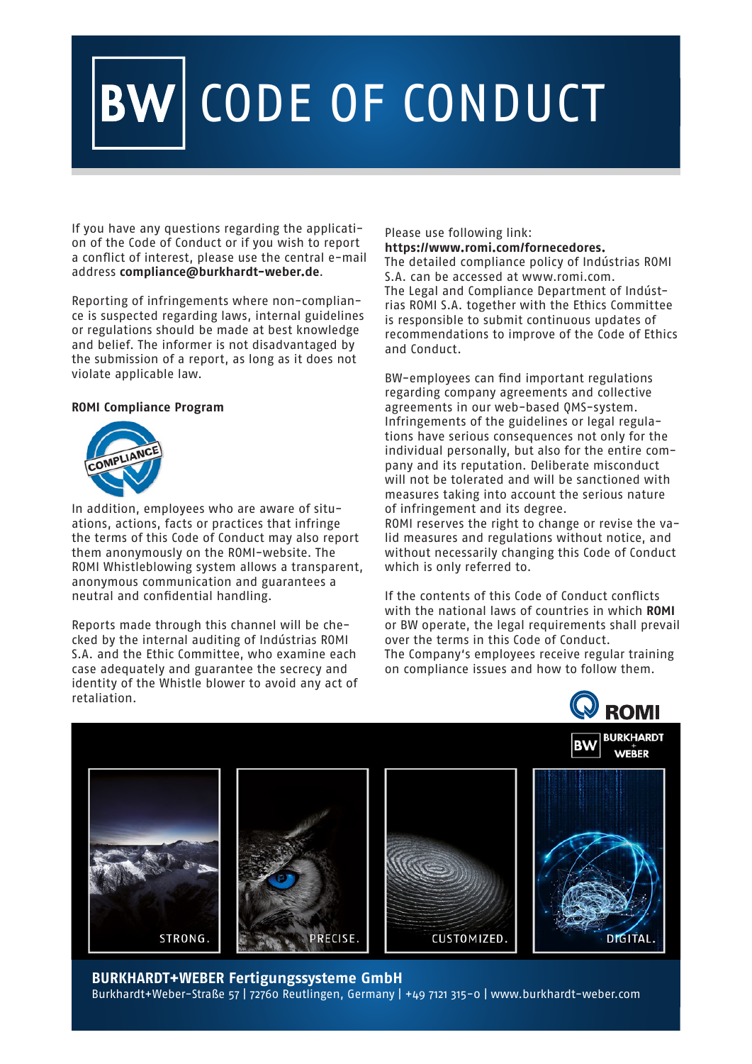# BW CODE OF CONDUCT

If you have any questions regarding the application of the Code of Conduct or if you wish to report a conflict of interest, please use the central e-mail address **compliance@burkhardt-weber.de**.

Reporting of infringements where non-compliance is suspected regarding laws, internal guidelines or regulations should be made at best knowledge and belief. The informer is not disadvantaged by the submission of a report, as long as it does not violate applicable law.

**ROMI Compliance Program**

In addition, employees who are aware of situations, actions, facts or practices that infringe the terms of this Code of Conduct may also report them anonymously on the ROMI-website. The ROMI Whistleblowing system allows a transparent, anonymous communication and guarantees a neutral and confidential handling.

Reports made through this channel will be checked by the internal auditing of Indústrias ROMI S.A. and the Ethic Committee, who examine each case adequately and guarantee the secrecy and identity of the Whistle blower to avoid any act of retaliation.

Please use following link:
**https://www.romi.com/fornecedores.**
The detailed compliance policy of Indústrias ROMI S.A. can be accessed at www.romi.com.
The Legal and Compliance Department of Indústrias ROMI S.A. together with the Ethics Committee is responsible to submit continuous updates of recommendations to improve of the Code of Ethics and Conduct.

BW-employees can find important regulations regarding company agreements and collective agreements in our web-based QMS-system. Infringements of the guidelines or legal regulations have serious consequences not only for the individual personally, but also for the entire company and its reputation. Deliberate misconduct will not be tolerated and will be sanctioned with measures taking into account the serious nature of infringement and its degree.
ROMI reserves the right to change or revise the valid measures and regulations without notice, and without necessarily changing this Code of Conduct which is only referred to.

If the contents of this Code of Conduct conflicts with the national laws of countries in which **ROMI** or BW operate, the legal requirements shall prevail over the terms in this Code of Conduct.
The Company's employees receive regular training on compliance issues and how to follow them.

STRONG. PRECISE. CUSTOMIZED. DIGITAL.

**BURKHARDT+WEBER Fertigungssysteme GmbH**
Burkhardt+Weber-Straße 57 | 72760 Reutlingen, Germany | +49 7121 315-0 | www.burkhardt-weber.com